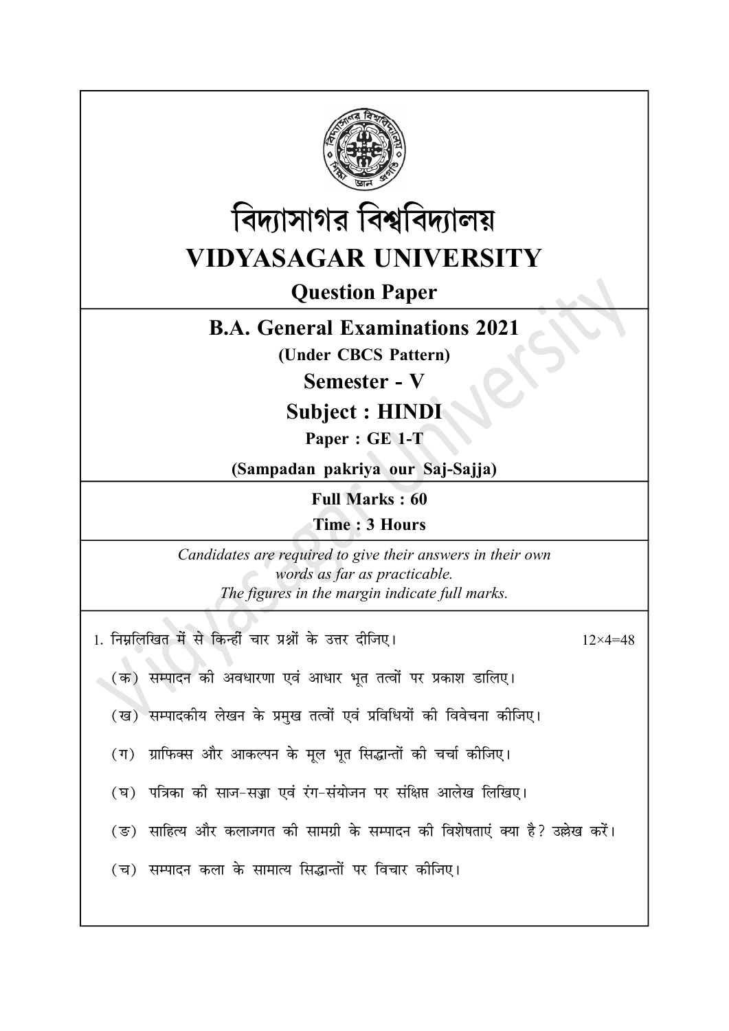# বিদ্যাসাগর বিশ্ববিদ্যালয়

# VIDYASAGAR UNIVERSITY

## Question Paper

## B.A. General Examinations 2021

**(Under CBCS Pattern)**

## Semester - V

## Subject : HINDI

**Paper : GE 1-T**

**(Sampadan pakriya our Saj-Sajja)**

**Full Marks : 60**

**Time : 3 Hours**

*Candidates are required to give their answers in their own words as far as practicable.*
*The figures in the margin indicate full marks.*

1. निम्नलिखित में से किन्हीं चार प्रश्नों के उत्तर दीजिए। 12×4=48

(क) सम्पादन की अवधारणा एवं आधार भूत तत्वों पर प्रकाश डालिए।

(ख) सम्पादकीय लेखन के प्रमुख तत्वों एवं प्रविधियों की विवेचना कीजिए।

(ग) ग्राफिक्स और आकल्पन के मूल भूत सिद्धान्तों की चर्चा कीजिए।

(घ) पत्रिका की साज-सज्जा एवं रंग-संयोजन पर संक्षिप्त आलेख लिखिए।

(ङ) साहित्य और कलाजगत की सामग्री के सम्पादन की विशेषताएं क्या है? उल्लेख करें।

(च) सम्पादन कला के सामात्य सिद्धान्तों पर विचार कीजिए।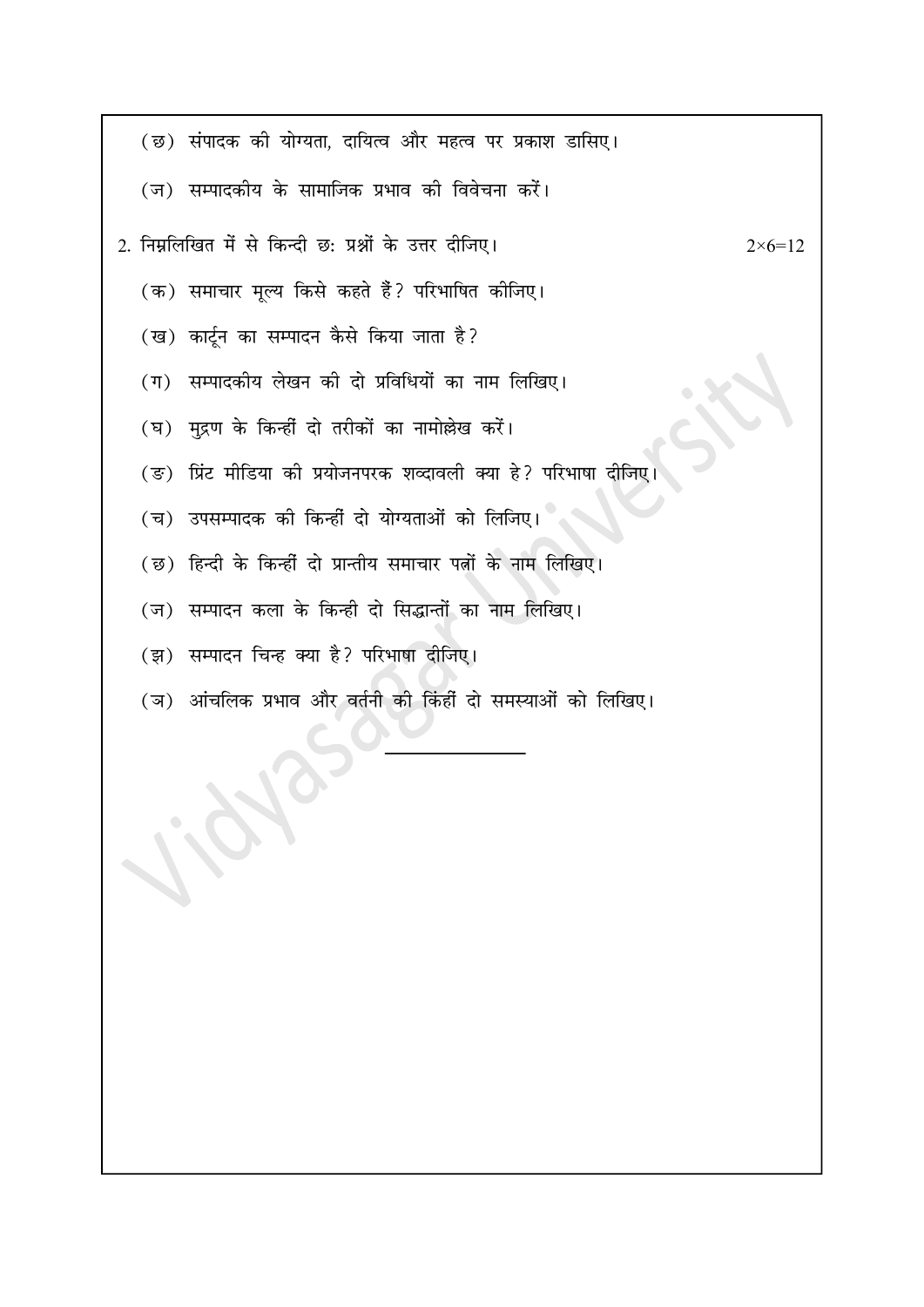(छ) संपादक की योग्यता, दायित्व और महत्व पर प्रकाश डासिए।

(ज) सम्पादकीय के सामाजिक प्रभाव की विवेचना करें।

2. निम्नलिखित में से किन्दी छः प्रश्नों के उत्तर दीजिए। 2×6=12

(क) समाचार मूल्य किसे कहते हैं? परिभाषित कीजिए।

(ख) कार्टून का सम्पादन कैसे किया जाता है?

(ग) सम्पादकीय लेखन की दो प्रविधियों का नाम लिखिए।

(घ) मुद्रण के किन्हीं दो तरीकों का नामोल्लेख करें।

(ङ) प्रिंट मीडिया की प्रयोजनपरक शव्दावली क्या हे? परिभाषा दीजिए।

(च) उपसम्पादक की किन्हीं दो योग्यताओं को लिजिए।

(छ) हिन्दी के किन्हीं दो प्रान्तीय समाचार पत्रों के नाम लिखिए।

(ज) सम्पादन कला के किन्ही दो सिद्धान्तों का नाम लिखिए।

(झ) सम्पादन चिन्ह क्या है? परिभाषा दीजिए।

(ञ) आंचलिक प्रभाव और वर्तनी की किंहीं दो समस्याओं को लिखिए।

---